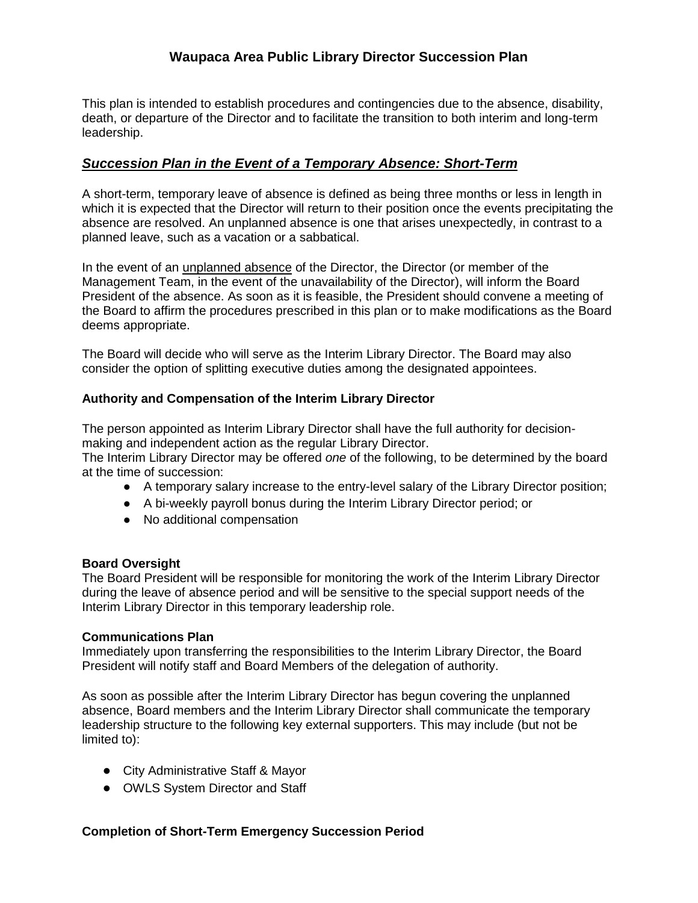# Waupaca Area Public Library Director Succession Plan

This plan is intended to establish procedures and contingencies due to the absence, disability, death, or departure of the Director and to facilitate the transition to both interim and long-term leadership.

## ***Succession Plan in the Event of a Temporary Absence: Short-Term***

A short-term, temporary leave of absence is defined as being three months or less in length in which it is expected that the Director will return to their position once the events precipitating the absence are resolved. An unplanned absence is one that arises unexpectedly, in contrast to a planned leave, such as a vacation or a sabbatical.

In the event of an <u>unplanned absence</u> of the Director, the Director (or member of the Management Team, in the event of the unavailability of the Director), will inform the Board President of the absence. As soon as it is feasible, the President should convene a meeting of the Board to affirm the procedures prescribed in this plan or to make modifications as the Board deems appropriate.

The Board will decide who will serve as the Interim Library Director. The Board may also consider the option of splitting executive duties among the designated appointees.

### Authority and Compensation of the Interim Library Director

The person appointed as Interim Library Director shall have the full authority for decision-making and independent action as the regular Library Director.
The Interim Library Director may be offered *one* of the following, to be determined by the board at the time of succession:

- A temporary salary increase to the entry-level salary of the Library Director position;
- A bi-weekly payroll bonus during the Interim Library Director period; or
- No additional compensation

### Board Oversight

The Board President will be responsible for monitoring the work of the Interim Library Director during the leave of absence period and will be sensitive to the special support needs of the Interim Library Director in this temporary leadership role.

### Communications Plan

Immediately upon transferring the responsibilities to the Interim Library Director, the Board President will notify staff and Board Members of the delegation of authority.

As soon as possible after the Interim Library Director has begun covering the unplanned absence, Board members and the Interim Library Director shall communicate the temporary leadership structure to the following key external supporters. This may include (but not be limited to):

- City Administrative Staff & Mayor
- OWLS System Director and Staff

### Completion of Short-Term Emergency Succession Period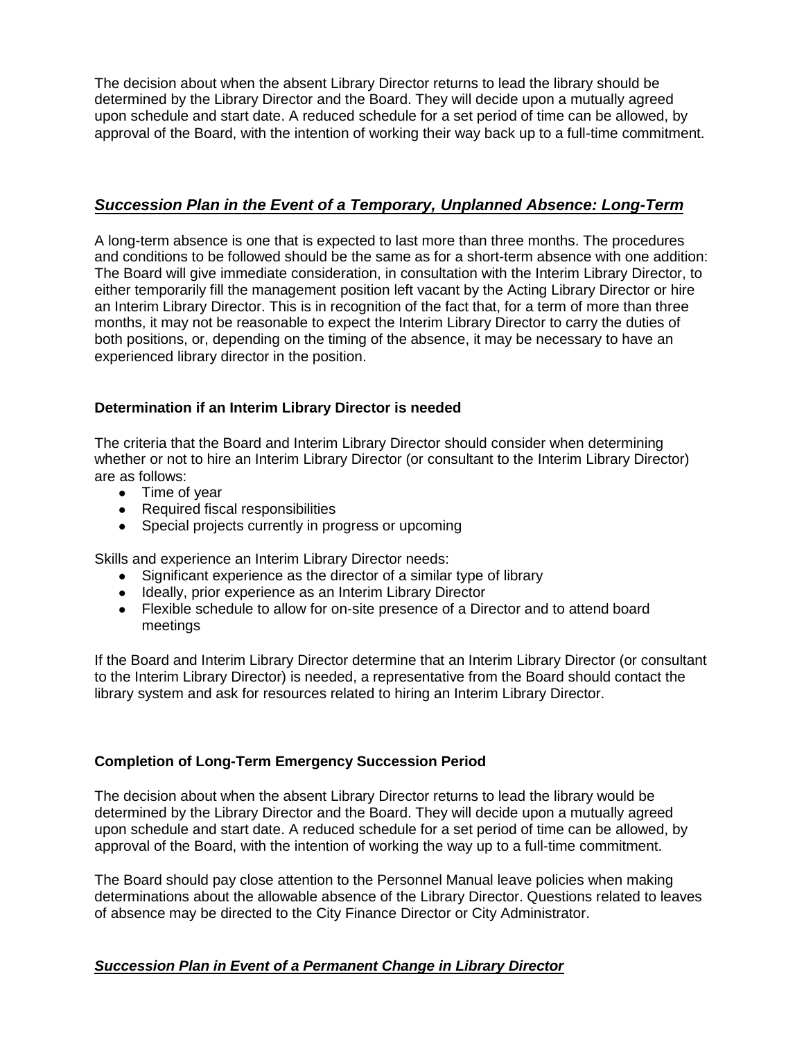The decision about when the absent Library Director returns to lead the library should be determined by the Library Director and the Board. They will decide upon a mutually agreed upon schedule and start date. A reduced schedule for a set period of time can be allowed, by approval of the Board, with the intention of working their way back up to a full-time commitment.

## ***Succession Plan in the Event of a Temporary, Unplanned Absence: Long-Term***

A long-term absence is one that is expected to last more than three months. The procedures and conditions to be followed should be the same as for a short-term absence with one addition: The Board will give immediate consideration, in consultation with the Interim Library Director, to either temporarily fill the management position left vacant by the Acting Library Director or hire an Interim Library Director. This is in recognition of the fact that, for a term of more than three months, it may not be reasonable to expect the Interim Library Director to carry the duties of both positions, or, depending on the timing of the absence, it may be necessary to have an experienced library director in the position.

### **Determination if an Interim Library Director is needed**

The criteria that the Board and Interim Library Director should consider when determining whether or not to hire an Interim Library Director (or consultant to the Interim Library Director) are as follows:

- Time of year
- Required fiscal responsibilities
- Special projects currently in progress or upcoming

Skills and experience an Interim Library Director needs:

- Significant experience as the director of a similar type of library
- Ideally, prior experience as an Interim Library Director
- Flexible schedule to allow for on-site presence of a Director and to attend board meetings

If the Board and Interim Library Director determine that an Interim Library Director (or consultant to the Interim Library Director) is needed, a representative from the Board should contact the library system and ask for resources related to hiring an Interim Library Director.

### **Completion of Long-Term Emergency Succession Period**

The decision about when the absent Library Director returns to lead the library would be determined by the Library Director and the Board. They will decide upon a mutually agreed upon schedule and start date. A reduced schedule for a set period of time can be allowed, by approval of the Board, with the intention of working the way up to a full-time commitment.

The Board should pay close attention to the Personnel Manual leave policies when making determinations about the allowable absence of the Library Director. Questions related to leaves of absence may be directed to the City Finance Director or City Administrator.

## ***Succession Plan in Event of a Permanent Change in Library Director***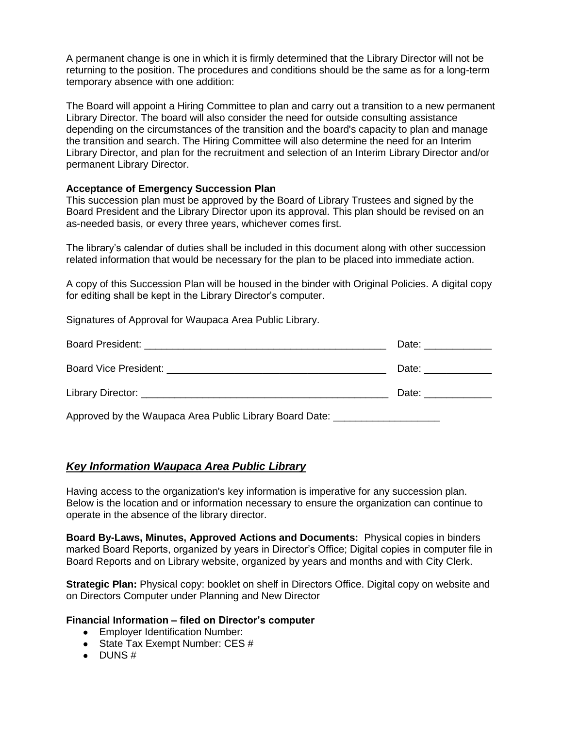A permanent change is one in which it is firmly determined that the Library Director will not be returning to the position. The procedures and conditions should be the same as for a long-term temporary absence with one addition:

The Board will appoint a Hiring Committee to plan and carry out a transition to a new permanent Library Director. The board will also consider the need for outside consulting assistance depending on the circumstances of the transition and the board's capacity to plan and manage the transition and search. The Hiring Committee will also determine the need for an Interim Library Director, and plan for the recruitment and selection of an Interim Library Director and/or permanent Library Director.

**Acceptance of Emergency Succession Plan**
This succession plan must be approved by the Board of Library Trustees and signed by the Board President and the Library Director upon its approval. This plan should be revised on an as-needed basis, or every three years, whichever comes first.

The library's calendar of duties shall be included in this document along with other succession related information that would be necessary for the plan to be placed into immediate action.

A copy of this Succession Plan will be housed in the binder with Original Policies. A digital copy for editing shall be kept in the Library Director's computer.

Signatures of Approval for Waupaca Area Public Library.

Board President: ____________________________________________ Date: ____________

Board Vice President: ________________________________________ Date: ____________

Library Director: _____________________________________________ Date: ____________

Approved by the Waupaca Area Public Library Board Date: ___________________

## ***Key Information Waupaca Area Public Library***

Having access to the organization's key information is imperative for any succession plan. Below is the location and or information necessary to ensure the organization can continue to operate in the absence of the library director.

**Board By-Laws, Minutes, Approved Actions and Documents:** Physical copies in binders marked Board Reports, organized by years in Director's Office; Digital copies in computer file in Board Reports and on Library website, organized by years and months and with City Clerk.

**Strategic Plan:** Physical copy: booklet on shelf in Directors Office. Digital copy on website and on Directors Computer under Planning and New Director

**Financial Information – filed on Director's computer**

- Employer Identification Number:
- State Tax Exempt Number: CES #
- DUNS #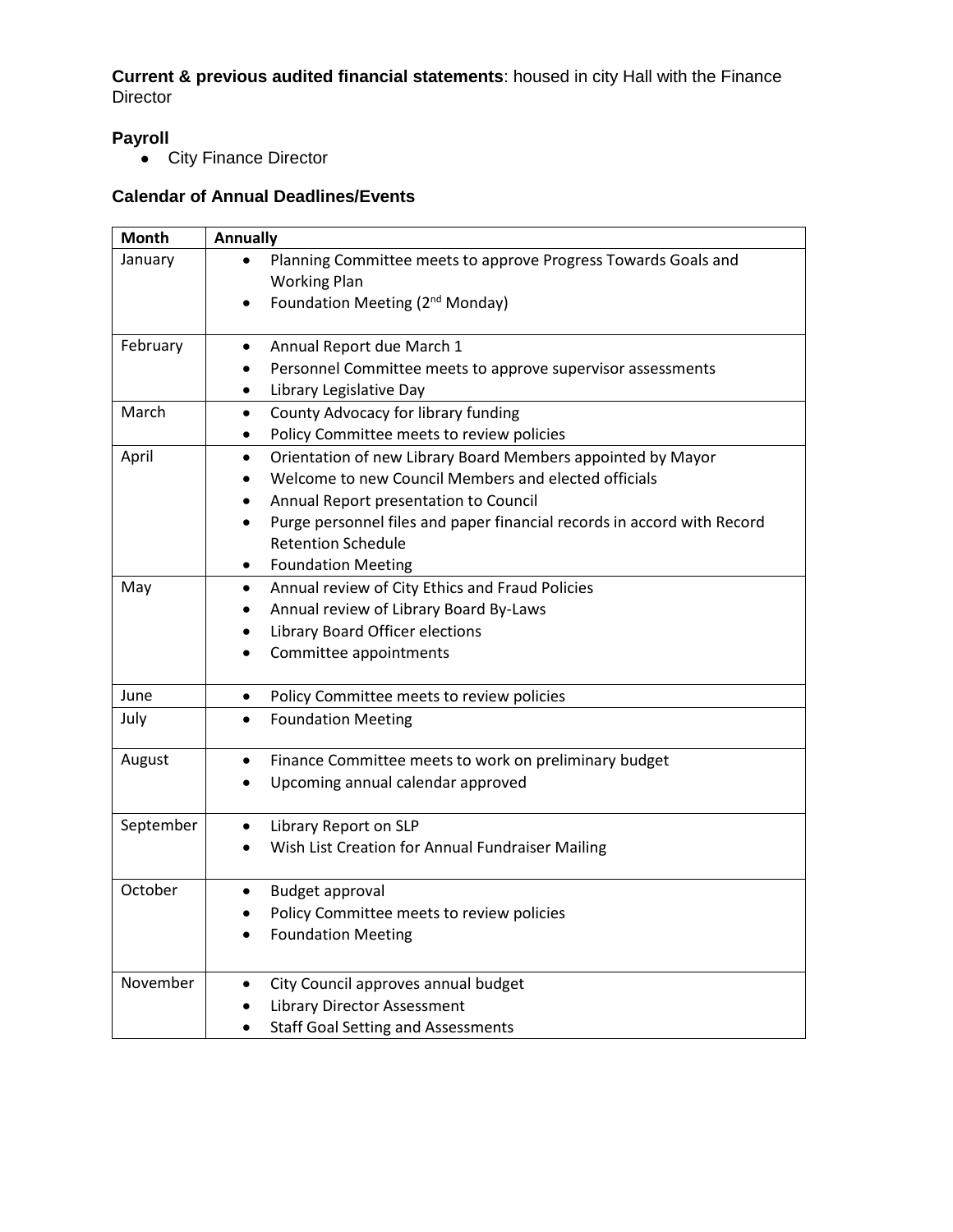**Current & previous audited financial statements**: housed in city Hall with the Finance Director

### Payroll

- City Finance Director

### Calendar of Annual Deadlines/Events

| Month | Annually |
|---|---|
| January | • Planning Committee meets to approve Progress Towards Goals and Working Plan<br>• Foundation Meeting (2nd Monday) |
| February | • Annual Report due March 1<br>• Personnel Committee meets to approve supervisor assessments<br>• Library Legislative Day |
| March | • County Advocacy for library funding<br>• Policy Committee meets to review policies |
| April | • Orientation of new Library Board Members appointed by Mayor<br>• Welcome to new Council Members and elected officials<br>• Annual Report presentation to Council<br>• Purge personnel files and paper financial records in accord with Record Retention Schedule<br>• Foundation Meeting |
| May | • Annual review of City Ethics and Fraud Policies<br>• Annual review of Library Board By-Laws<br>• Library Board Officer elections<br>• Committee appointments |
| June | • Policy Committee meets to review policies |
| July | • Foundation Meeting |
| August | • Finance Committee meets to work on preliminary budget<br>• Upcoming annual calendar approved |
| September | • Library Report on SLP<br>• Wish List Creation for Annual Fundraiser Mailing |
| October | • Budget approval<br>• Policy Committee meets to review policies<br>• Foundation Meeting |
| November | • City Council approves annual budget<br>• Library Director Assessment<br>• Staff Goal Setting and Assessments |